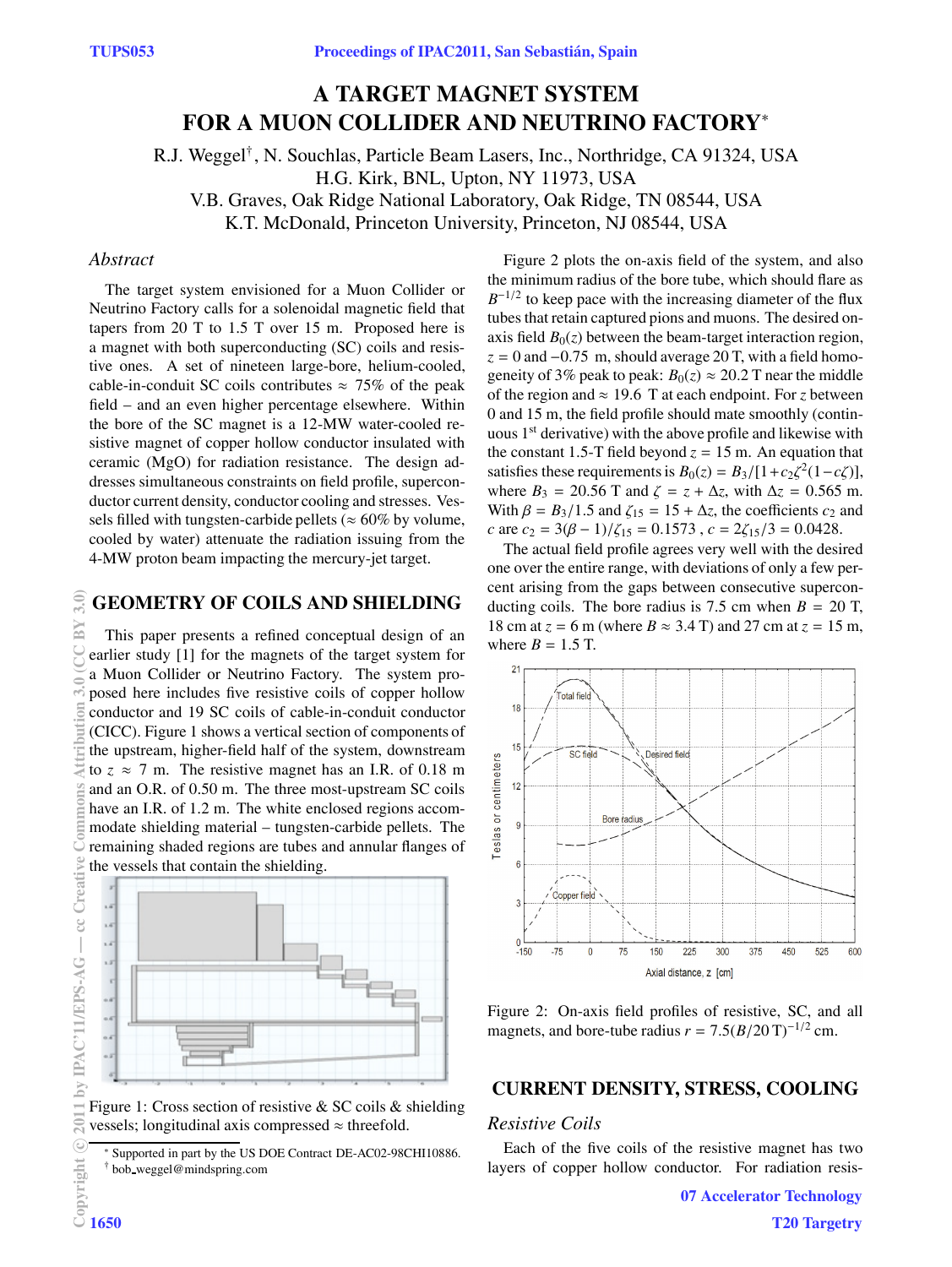// A TARGET MAGNET SYSTEM FOR A MUON COLLIDER AND NEUTRINO FACTORY*

R.J. Weggel†, N. Souchlas, Particle Beam Lasers, Inc., Northridge, CA 91324, USA
H.G. Kirk, BNL, Upton, NY 11973, USA
V.B. Graves, Oak Ridge National Laboratory, Oak Ridge, TN 08544, USA
K.T. McDonald, Princeton University, Princeton, NJ 08544, USA

### *Abstract*

The target system envisioned for a Muon Collider or Neutrino Factory calls for a solenoidal magnetic field that tapers from 20 T to 1.5 T over 15 m. Proposed here is a magnet with both superconducting (SC) coils and resistive ones. A set of nineteen large-bore, helium-cooled, cable-in-conduit SC coils contributes ≈ 75% of the peak field – and an even higher percentage elsewhere. Within the bore of the SC magnet is a 12-MW water-cooled resistive magnet of copper hollow conductor insulated with ceramic (MgO) for radiation resistance. The design addresses simultaneous constraints on field profile, superconductor current density, conductor cooling and stresses. Vessels filled with tungsten-carbide pellets (≈ 60% by volume, cooled by water) attenuate the radiation issuing from the 4-MW proton beam impacting the mercury-jet target.

## GEOMETRY OF COILS AND SHIELDING

This paper presents a refined conceptual design of an earlier study [1] for the magnets of the target system for a Muon Collider or Neutrino Factory. The system proposed here includes five resistive coils of copper hollow conductor and 19 SC coils of cable-in-conduit conductor (CICC). Figure 1 shows a vertical section of components of the upstream, higher-field half of the system, downstream to $z \approx 7$ m. The resistive magnet has an I.R. of 0.18 m and an O.R. of 0.50 m. The three most-upstream SC coils have an I.R. of 1.2 m. The white enclosed regions accommodate shielding material – tungsten-carbide pellets. The remaining shaded regions are tubes and annular flanges of the vessels that contain the shielding.

Figure 1: Cross section of resistive & SC coils & shielding vessels; longitudinal axis compressed ≈ threefold.

Figure 2 plots the on-axis field of the system, and also the minimum radius of the bore tube, which should flare as $B^{-1/2}$ to keep pace with the increasing diameter of the flux tubes that retain captured pions and muons. The desired on-axis field $B_0(z)$ between the beam-target interaction region, $z = 0$ and $-0.75$ m, should average 20 T, with a field homogeneity of 3% peak to peak: $B_0(z) \approx 20.2$ T near the middle of the region and ≈ 19.6 T at each endpoint. For $z$ between 0 and 15 m, the field profile should mate smoothly (continuous 1st derivative) with the above profile and likewise with the constant 1.5-T field beyond $z = 15$ m. An equation that satisfies these requirements is $B_0(z) = B_3/[1+c_2\zeta^2(1-c\zeta)]$, where $B_3 = 20.56$ T and $\zeta = z + \Delta z$, with $\Delta z = 0.565$ m. With $\beta = B_3/1.5$ and $\zeta_{15} = 15 + \Delta z$, the coefficients $c_2$ and $c$ are $c_2 = 3(\beta - 1)/\zeta_{15} = 0.1573$ , $c = 2\zeta_{15}/3 = 0.0428$.

The actual field profile agrees very well with the desired one over the entire range, with deviations of only a few percent arising from the gaps between consecutive superconducting coils. The bore radius is 7.5 cm when $B = 20$ T, 18 cm at $z = 6$ m (where $B \approx 3.4$ T) and 27 cm at $z = 15$ m, where $B = 1.5$ T.

Figure 2: On-axis field profiles of resistive, SC, and all magnets, and bore-tube radius $r = 7.5(B/20\,\text{T})^{-1/2}$ cm.

## CURRENT DENSITY, STRESS, COOLING

### *Resistive Coils*

Each of the five coils of the resistive magnet has two layers of copper hollow conductor. For radiation resis-

* Supported in part by the US DOE Contract DE-AC02-98CHI10886.
† bob_weggel@mindspring.com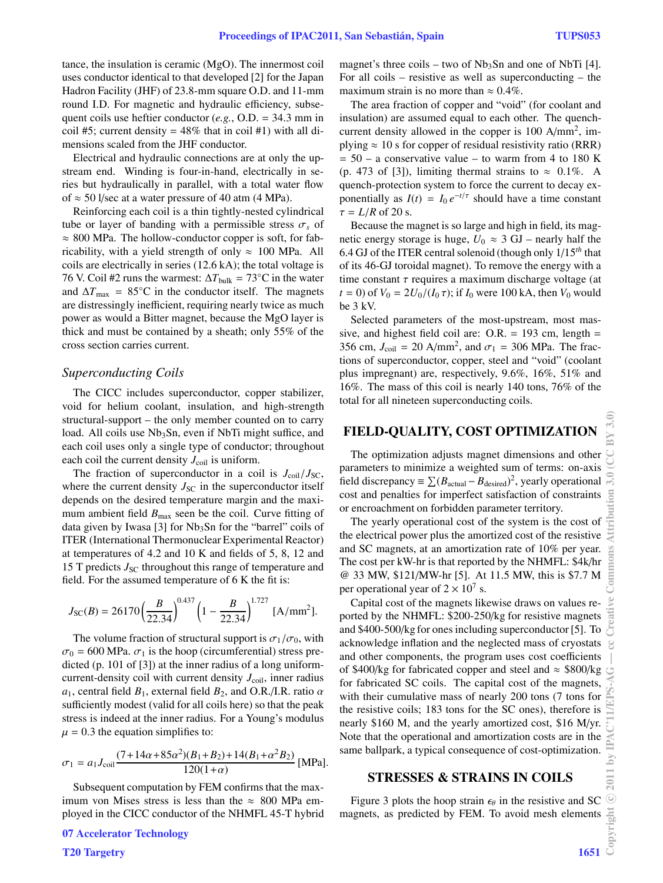tance, the insulation is ceramic (MgO). The innermost coil uses conductor identical to that developed [2] for the Japan Hadron Facility (JHF) of 23.8-mm square O.D. and 11-mm round I.D. For magnetic and hydraulic efficiency, subsequent coils use heftier conductor (*e.g.*, O.D. = 34.3 mm in coil #5; current density = 48% that in coil #1) with all dimensions scaled from the JHF conductor.

Electrical and hydraulic connections are at only the upstream end. Winding is four-in-hand, electrically in series but hydraulically in parallel, with a total water flow of ≈ 50 l/sec at a water pressure of 40 atm (4 MPa).

Reinforcing each coil is a thin tightly-nested cylindrical tube or layer of banding with a permissible stress $\sigma_s$ of ≈ 800 MPa. The hollow-conductor copper is soft, for fabricability, with a yield strength of only ≈ 100 MPa. All coils are electrically in series (12.6 kA); the total voltage is 76 V. Coil #2 runs the warmest: $\Delta T_{\text{bulk}}$ = 73°C in the water and $\Delta T_{\max}$ = 85°C in the conductor itself. The magnets are distressingly inefficient, requiring nearly twice as much power as would a Bitter magnet, because the MgO layer is thick and must be contained by a sheath; only 55% of the cross section carries current.

### *Superconducting Coils*

The CICC includes superconductor, copper stabilizer, void for helium coolant, insulation, and high-strength structural-support – the only member counted on to carry load. All coils use $Nb_3Sn$, even if NbTi might suffice, and each coil uses only a single type of conductor; throughout each coil the current density $J_{\text{coil}}$ is uniform.

The fraction of superconductor in a coil is $J_{\text{coil}}/J_{\text{SC}}$, where the current density $J_{\text{SC}}$ in the superconductor itself depends on the desired temperature margin and the maximum ambient field $B_{\max}$ seen be the coil. Curve fitting of data given by Iwasa [3] for $Nb_3Sn$ for the "barrel" coils of ITER (International Thermonuclear Experimental Reactor) at temperatures of 4.2 and 10 K and fields of 5, 8, 12 and 15 T predicts $J_{\text{SC}}$ throughout this range of temperature and field. For the assumed temperature of 6 K the fit is:

$$J_{\text{SC}}(B) = 26170\left(\frac{B}{22.34}\right)^{0.437}\left(1-\frac{B}{22.34}\right)^{1.727}\ [\text{A/mm}^2].$$

The volume fraction of structural support is $\sigma_1/\sigma_0$, with $\sigma_0$ = 600 MPa. $\sigma_1$ is the hoop (circumferential) stress predicted (p. 101 of [3]) at the inner radius of a long uniform-current-density coil with current density $J_{\text{coil}}$, inner radius $a_1$, central field $B_1$, external field $B_2$, and O.R./I.R. ratio $\alpha$ sufficiently modest (valid for all coils here) so that the peak stress is indeed at the inner radius. For a Young's modulus $\mu$ = 0.3 the equation simplifies to:

$$\sigma_1 = a_1 J_{\text{coil}}\frac{(7+14\alpha+85\alpha^2)(B_1+B_2)+14(B_1+\alpha^2 B_2)}{120(1+\alpha)}\ [\text{MPa}].$$

Subsequent computation by FEM confirms that the maximum von Mises stress is less than the ≈ 800 MPa employed in the CICC conductor of the NHMFL 45-T hybrid magnet's three coils – two of $Nb_3Sn$ and one of NbTi [4]. For all coils – resistive as well as superconducting – the maximum strain is no more than ≈ 0.4%.

The area fraction of copper and "void" (for coolant and insulation) are assumed equal to each other. The quench-current density allowed in the copper is 100 A/mm$^2$, implying ≈ 10 s for copper of residual resistivity ratio (RRR) = 50 – a conservative value – to warm from 4 to 180 K (p. 473 of [3]), limiting thermal strains to ≈ 0.1%. A quench-protection system to force the current to decay exponentially as $I(t) = I_0\, e^{-t/\tau}$ should have a time constant $\tau = L/R$ of 20 s.

Because the magnet is so large and high in field, its magnetic energy storage is huge, $U_0$ ≈ 3 GJ – nearly half the 6.4 GJ of the ITER central solenoid (though only 1/15$^{th}$ that of its 46-GJ toroidal magnet). To remove the energy with a time constant $\tau$ requires a maximum discharge voltage (at $t$ = 0) of $V_0 = 2U_0/(I_0\,\tau)$; if $I_0$ were 100 kA, then $V_0$ would be 3 kV.

Selected parameters of the most-upstream, most massive, and highest field coil are: O.R. = 193 cm, length = 356 cm, $J_{\text{coil}}$ = 20 A/mm$^2$, and $\sigma_1$ = 306 MPa. The fractions of superconductor, copper, steel and "void" (coolant plus impregnant) are, respectively, 9.6%, 16%, 51% and 16%. The mass of this coil is nearly 140 tons, 76% of the total for all nineteen superconducting coils.

## FIELD-QUALITY, COST OPTIMIZATION

The optimization adjusts magnet dimensions and other parameters to minimize a weighted sum of terms: on-axis field discrepancy ≡ $\sum(B_{\text{actual}} - B_{\text{desired}})^2$, yearly operational cost and penalties for imperfect satisfaction of constraints or encroachment on forbidden parameter territory.

The yearly operational cost of the system is the cost of the electrical power plus the amortized cost of the resistive and SC magnets, at an amortization rate of 10% per year. The cost per kW-hr is that reported by the NHMFL: \$4k/hr @ 33 MW, \$121/MW-hr [5]. At 11.5 MW, this is \$7.7 M per operational year of $2 \times 10^7$ s.

Capital cost of the magnets likewise draws on values reported by the NHMFL: \$200-250/kg for resistive magnets and \$400-500/kg for ones including superconductor [5]. To acknowledge inflation and the neglected mass of cryostats and other components, the program uses cost coefficients of \$400/kg for fabricated copper and steel and ≈ \$800/kg for fabricated SC coils. The capital cost of the magnets, with their cumulative mass of nearly 200 tons (7 tons for the resistive coils; 183 tons for the SC ones), therefore is nearly \$160 M, and the yearly amortized cost, \$16 M/yr. Note that the operational and amortization costs are in the same ballpark, a typical consequence of cost-optimization.

## STRESSES & STRAINS IN COILS

Figure 3 plots the hoop strain $\epsilon_\theta$ in the resistive and SC magnets, as predicted by FEM. To avoid mesh elements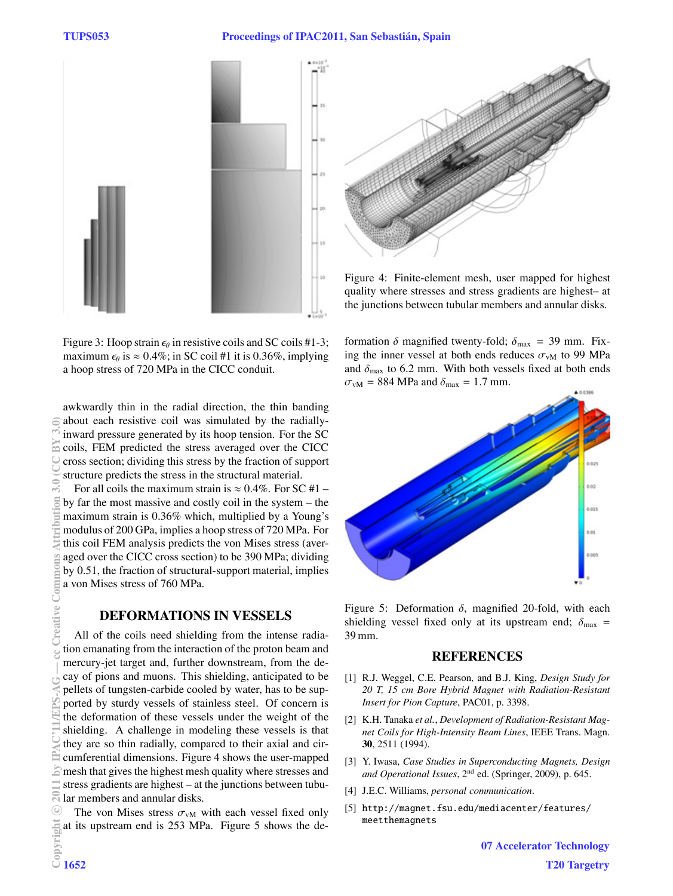Figure 3: Hoop strain $\epsilon_\theta$ in resistive coils and SC coils #1-3; maximum $\epsilon_\theta$ is $\approx$ 0.4%; in SC coil #1 it is 0.36%, implying a hoop stress of 720 MPa in the CICC conduit.

awkwardly thin in the radial direction, the thin banding about each resistive coil was simulated by the radially-inward pressure generated by its hoop tension. For the SC coils, FEM predicted the stress averaged over the CICC cross section; dividing this stress by the fraction of support structure predicts the stress in the structural material.

For all coils the maximum strain is $\approx$ 0.4%. For SC #1 – by far the most massive and costly coil in the system – the maximum strain is 0.36% which, multiplied by a Young's modulus of 200 GPa, implies a hoop stress of 720 MPa. For this coil FEM analysis predicts the von Mises stress (averaged over the CICC cross section) to be 390 MPa; dividing by 0.51, the fraction of structural-support material, implies a von Mises stress of 760 MPa.

## DEFORMATIONS IN VESSELS

All of the coils need shielding from the intense radiation emanating from the interaction of the proton beam and mercury-jet target and, further downstream, from the decay of pions and muons. This shielding, anticipated to be pellets of tungsten-carbide cooled by water, has to be supported by sturdy vessels of stainless steel. Of concern is the deformation of these vessels under the weight of the shielding. A challenge in modeling these vessels is that they are so thin radially, compared to their axial and circumferential dimensions. Figure 4 shows the user-mapped mesh that gives the highest mesh quality where stresses and stress gradients are highest – at the junctions between tubular members and annular disks.

The von Mises stress $\sigma_{\mathrm{vM}}$ with each vessel fixed only at its upstream end is 253 MPa. Figure 5 shows the deformation $\delta$ magnified twenty-fold; $\delta_{\max}$ = 39 mm. Fixing the inner vessel at both ends reduces $\sigma_{\mathrm{vM}}$ to 99 MPa and $\delta_{\max}$ to 6.2 mm. With both vessels fixed at both ends $\sigma_{\mathrm{vM}}$ = 884 MPa and $\delta_{\max}$ = 1.7 mm.

Figure 4: Finite-element mesh, user mapped for highest quality where stresses and stress gradients are highest– at the junctions between tubular members and annular disks.

Figure 5: Deformation $\delta$, magnified 20-fold, with each shielding vessel fixed only at its upstream end; $\delta_{\max}$ = 39 mm.

## REFERENCES

[1] R.J. Weggel, C.E. Pearson, and B.J. King, *Design Study for 20 T, 15 cm Bore Hybrid Magnet with Radiation-Resistant Insert for Pion Capture*, PAC01, p. 3398.

[2] K.H. Tanaka *et al.*, *Development of Radiation-Resistant Magnet Coils for High-Intensity Beam Lines*, IEEE Trans. Magn. **30**, 2511 (1994).

[3] Y. Iwasa, *Case Studies in Superconducting Magnets, Design and Operational Issues*, 2nd ed. (Springer, 2009), p. 645.

[4] J.E.C. Williams, *personal communication*.

[5] http://magnet.fsu.edu/mediacenter/features/meetthemagnets